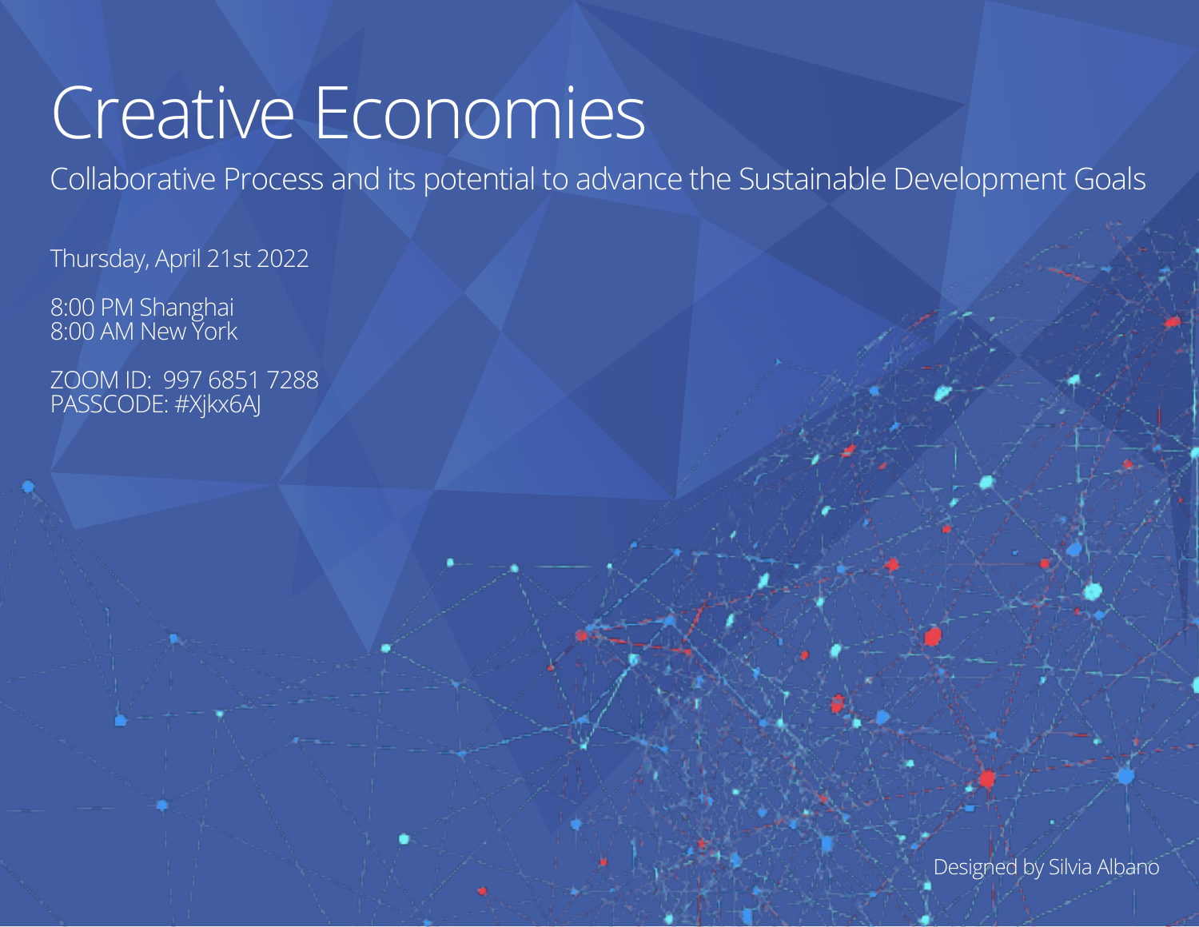# Creative Economies

Collaborative Process and its potential to advance the Sustainable Development Goals

Thursday, April 21st 2022

8:00 PM Shanghai
8:00 AM New York

ZOOM ID: 997 6851 7288
PASSCODE: #Xjkx6AJ

Designed by Silvia Albano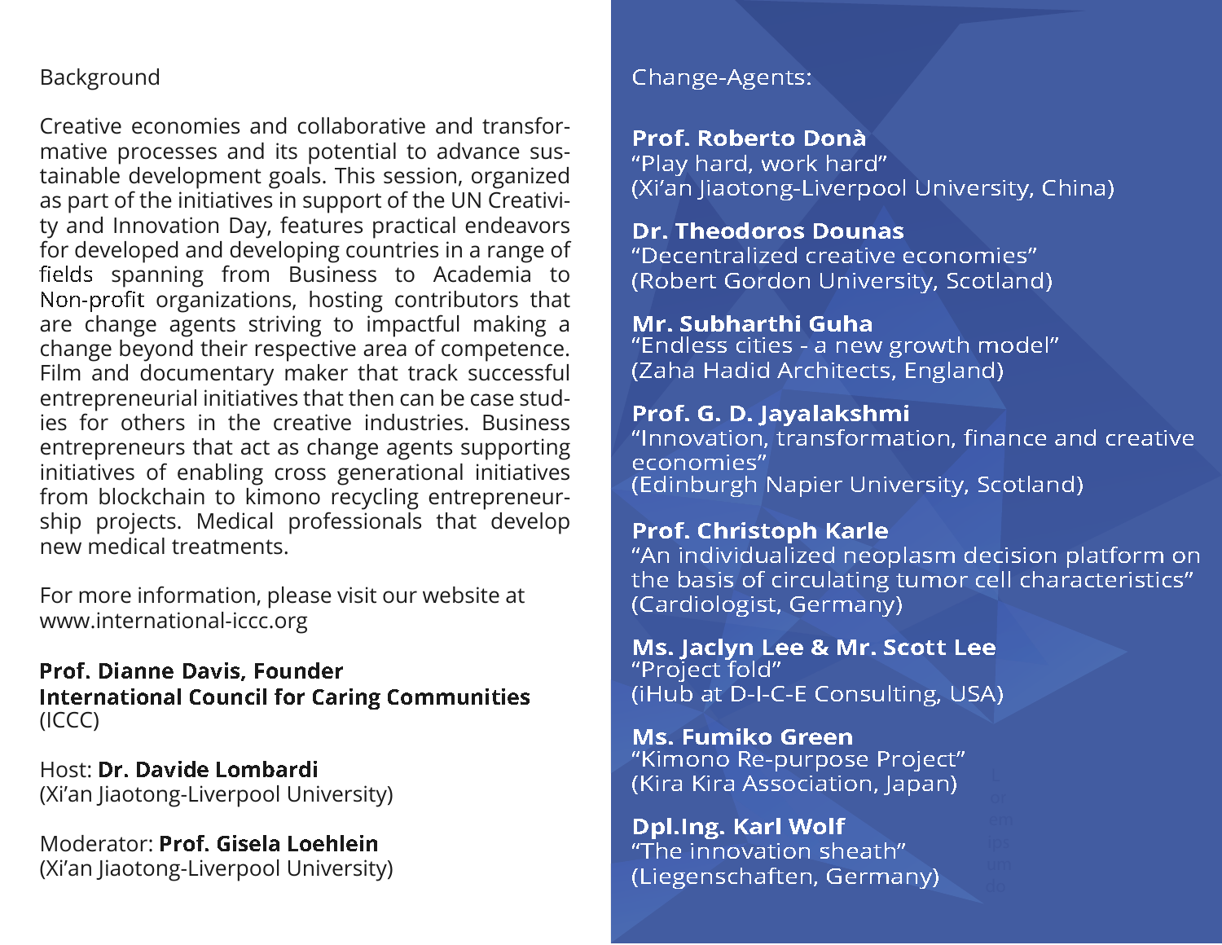## Background

Creative economies and collaborative and transformative processes and its potential to advance sustainable development goals. This session, organized as part of the initiatives in support of the UN Creativity and Innovation Day, features practical endeavors for developed and developing countries in a range of fields spanning from Business to Academia to Non-profit organizations, hosting contributors that are change agents striving to impactful making a change beyond their respective area of competence. Film and documentary maker that track successful entrepreneurial initiatives that then can be case studies for others in the creative industries. Business entrepreneurs that act as change agents supporting initiatives of enabling cross generational initiatives from blockchain to kimono recycling entrepreneurship projects. Medical professionals that develop new medical treatments.

For more information, please visit our website at www.international-iccc.org

**Prof. Dianne Davis, Founder**
**International Council for Caring Communities**
(ICCC)

Host: **Dr. Davide Lombardi**
(Xi'an Jiaotong-Liverpool University)

Moderator: **Prof. Gisela Loehlein**
(Xi'an Jiaotong-Liverpool University)

## Change-Agents:

**Prof. Roberto Donà**
"Play hard, work hard"
(Xi'an Jiaotong-Liverpool University, China)

**Dr. Theodoros Dounas**
"Decentralized creative economies"
(Robert Gordon University, Scotland)

**Mr. Subharthi Guha**
"Endless cities - a new growth model"
(Zaha Hadid Architects, England)

**Prof. G. D. Jayalakshmi**
"Innovation, transformation, finance and creative economies"
(Edinburgh Napier University, Scotland)

**Prof. Christoph Karle**
"An individualized neoplasm decision platform on the basis of circulating tumor cell characteristics"
(Cardiologist, Germany)

**Ms. Jaclyn Lee & Mr. Scott Lee**
"Project fold"
(iHub at D-I-C-E Consulting, USA)

**Ms. Fumiko Green**
"Kimono Re-purpose Project"
(Kira Kira Association, Japan)

**Dpl.Ing. Karl Wolf**
"The innovation sheath"
(Liegenschaften, Germany)